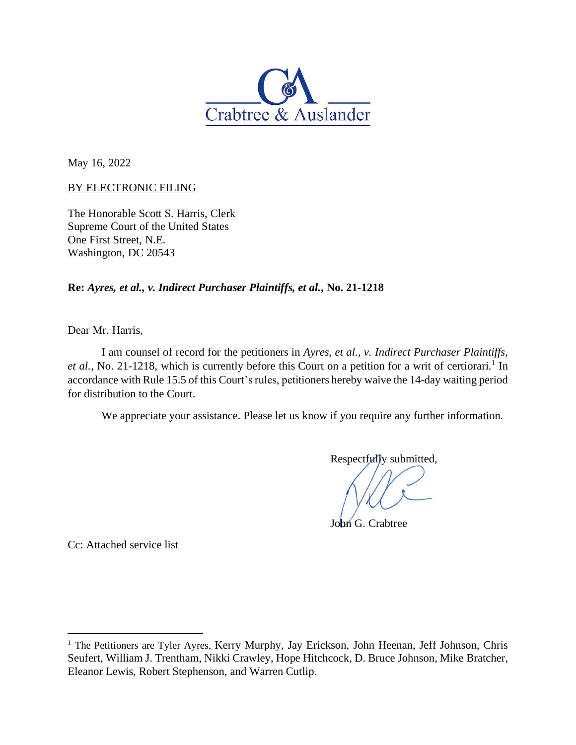Crabtree & Auslander

May 16, 2022

BY ELECTRONIC FILING

The Honorable Scott S. Harris, Clerk
Supreme Court of the United States
One First Street, N.E.
Washington, DC 20543

**Re: *Ayres, et al., v. Indirect Purchaser Plaintiffs, et al.*, No. 21-1218**

Dear Mr. Harris,

I am counsel of record for the petitioners in *Ayres, et al., v. Indirect Purchaser Plaintiffs, et al.*, No. 21-1218, which is currently before this Court on a petition for a writ of certiorari.[1] In accordance with Rule 15.5 of this Court's rules, petitioners hereby waive the 14-day waiting period for distribution to the Court.

We appreciate your assistance. Please let us know if you require any further information.

Respectfully submitted,

John G. Crabtree

Cc: Attached service list

---

[1] The Petitioners are Tyler Ayres, Kerry Murphy, Jay Erickson, John Heenan, Jeff Johnson, Chris Seufert, William J. Trentham, Nikki Crawley, Hope Hitchcock, D. Bruce Johnson, Mike Bratcher, Eleanor Lewis, Robert Stephenson, and Warren Cutlip.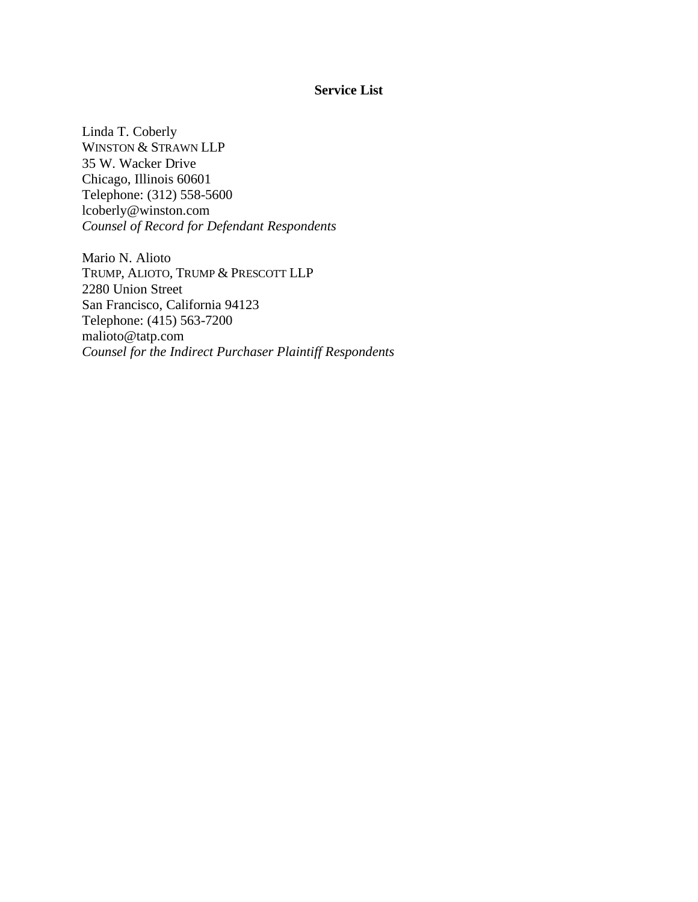**Service List**

Linda T. Coberly
WINSTON & STRAWN LLP
35 W. Wacker Drive
Chicago, Illinois 60601
Telephone: (312) 558-5600
lcoberly@winston.com
*Counsel of Record for Defendant Respondents*

Mario N. Alioto
TRUMP, ALIOTO, TRUMP & PRESCOTT LLP
2280 Union Street
San Francisco, California 94123
Telephone: (415) 563-7200
malioto@tatp.com
*Counsel for the Indirect Purchaser Plaintiff Respondents*